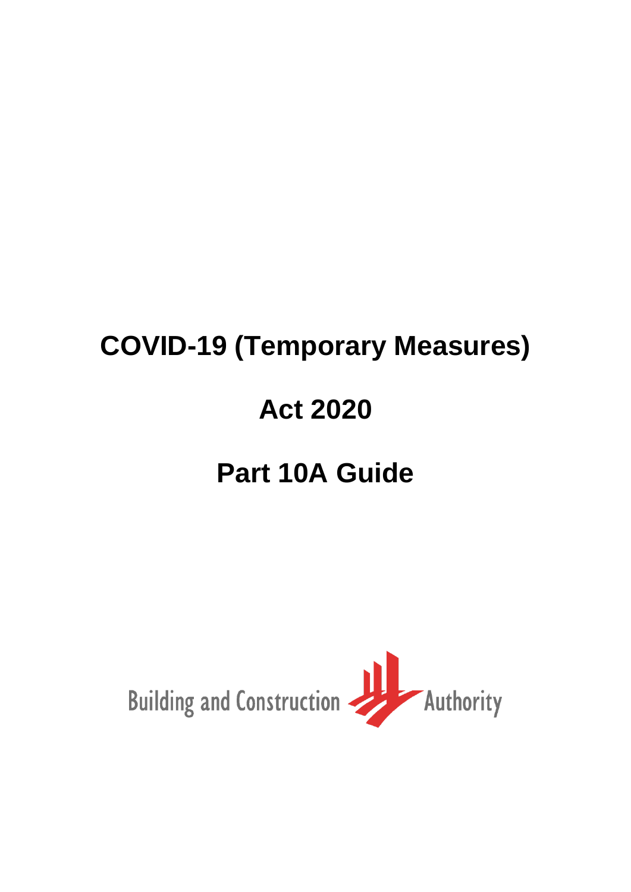# COVID-19 (Temporary Measures)

# Act 2020

# Part 10A Guide

Building and Construction Authority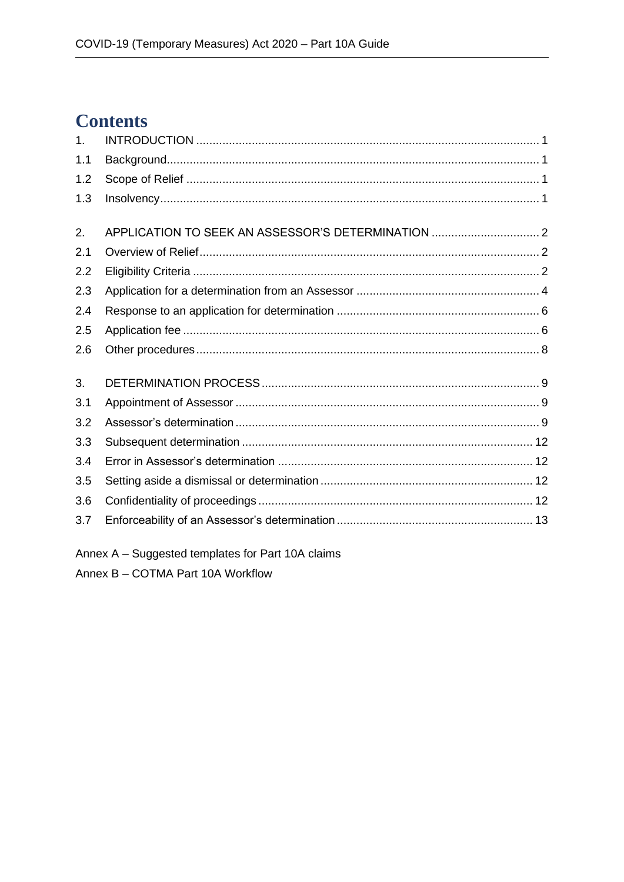# Contents

| | | |
|---|---|---|
| 1. | INTRODUCTION | 1 |
| 1.1 | Background | 1 |
| 1.2 | Scope of Relief | 1 |
| 1.3 | Insolvency | 1 |
| 2. | APPLICATION TO SEEK AN ASSESSOR'S DETERMINATION | 2 |
| 2.1 | Overview of Relief | 2 |
| 2.2 | Eligibility Criteria | 2 |
| 2.3 | Application for a determination from an Assessor | 4 |
| 2.4 | Response to an application for determination | 6 |
| 2.5 | Application fee | 6 |
| 2.6 | Other procedures | 8 |
| 3. | DETERMINATION PROCESS | 9 |
| 3.1 | Appointment of Assessor | 9 |
| 3.2 | Assessor's determination | 9 |
| 3.3 | Subsequent determination | 12 |
| 3.4 | Error in Assessor's determination | 12 |
| 3.5 | Setting aside a dismissal or determination | 12 |
| 3.6 | Confidentiality of proceedings | 12 |
| 3.7 | Enforceability of an Assessor's determination | 13 |

Annex A – Suggested templates for Part 10A claims

Annex B – COTMA Part 10A Workflow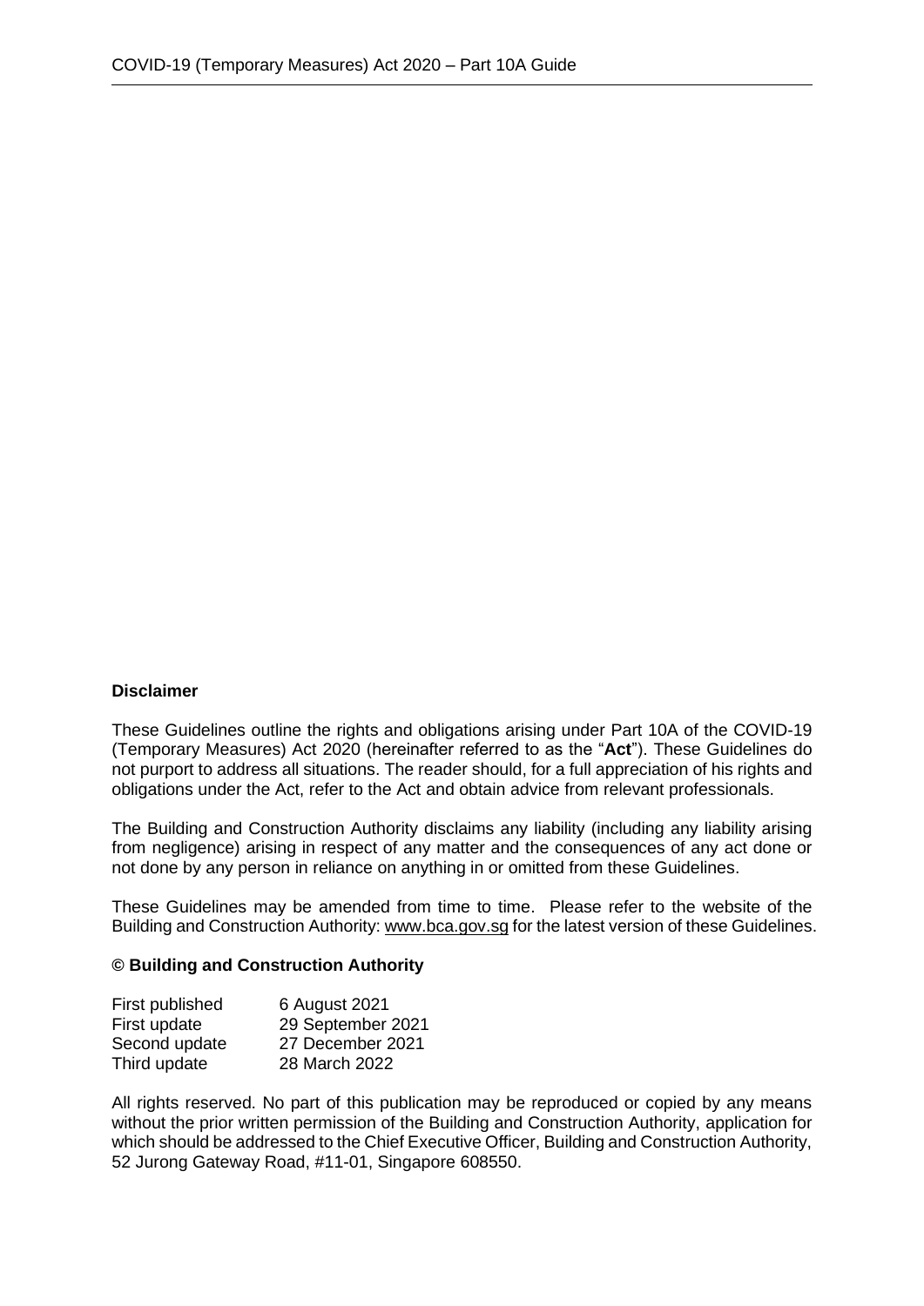**Disclaimer**

These Guidelines outline the rights and obligations arising under Part 10A of the COVID-19 (Temporary Measures) Act 2020 (hereinafter referred to as the "**Act**"). These Guidelines do not purport to address all situations. The reader should, for a full appreciation of his rights and obligations under the Act, refer to the Act and obtain advice from relevant professionals.

The Building and Construction Authority disclaims any liability (including any liability arising from negligence) arising in respect of any matter and the consequences of any act done or not done by any person in reliance on anything in or omitted from these Guidelines.

These Guidelines may be amended from time to time. Please refer to the website of the Building and Construction Authority: www.bca.gov.sg for the latest version of these Guidelines.

**© Building and Construction Authority**

| | |
|---|---|
| First published | 6 August 2021 |
| First update | 29 September 2021 |
| Second update | 27 December 2021 |
| Third update | 28 March 2022 |

All rights reserved. No part of this publication may be reproduced or copied by any means without the prior written permission of the Building and Construction Authority, application for which should be addressed to the Chief Executive Officer, Building and Construction Authority, 52 Jurong Gateway Road, #11-01, Singapore 608550.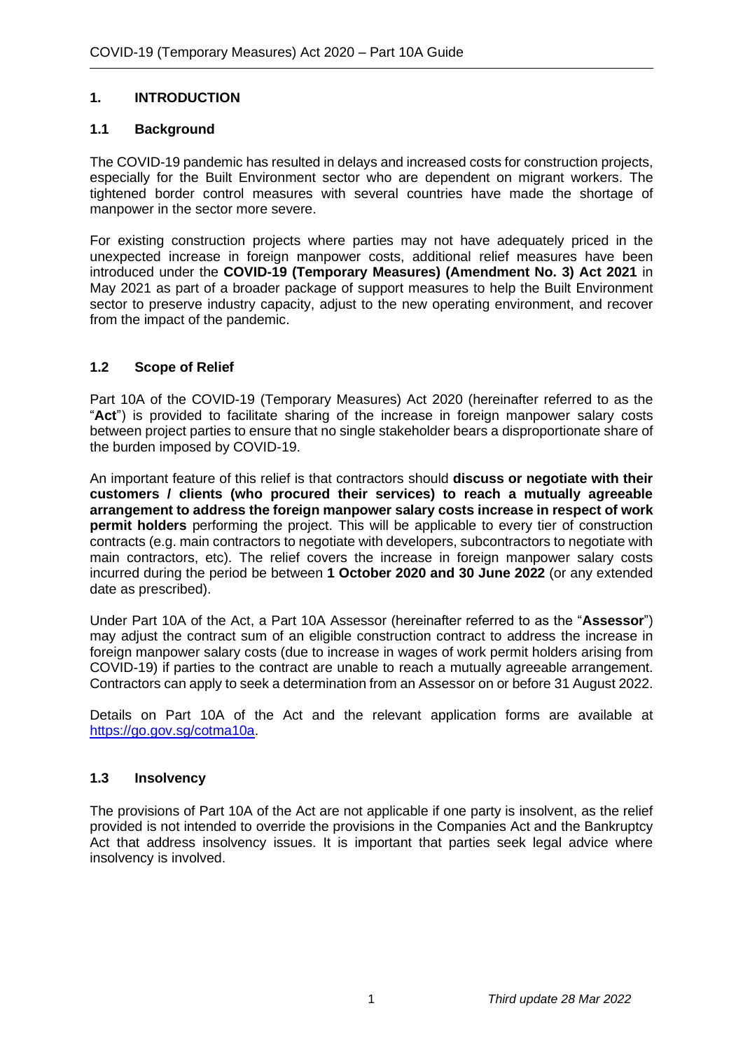## 1. INTRODUCTION

### 1.1 Background

The COVID-19 pandemic has resulted in delays and increased costs for construction projects, especially for the Built Environment sector who are dependent on migrant workers. The tightened border control measures with several countries have made the shortage of manpower in the sector more severe.

For existing construction projects where parties may not have adequately priced in the unexpected increase in foreign manpower costs, additional relief measures have been introduced under the **COVID-19 (Temporary Measures) (Amendment No. 3) Act 2021** in May 2021 as part of a broader package of support measures to help the Built Environment sector to preserve industry capacity, adjust to the new operating environment, and recover from the impact of the pandemic.

### 1.2 Scope of Relief

Part 10A of the COVID-19 (Temporary Measures) Act 2020 (hereinafter referred to as the "**Act**") is provided to facilitate sharing of the increase in foreign manpower salary costs between project parties to ensure that no single stakeholder bears a disproportionate share of the burden imposed by COVID-19.

An important feature of this relief is that contractors should **discuss or negotiate with their customers / clients (who procured their services) to reach a mutually agreeable arrangement to address the foreign manpower salary costs increase in respect of work permit holders** performing the project. This will be applicable to every tier of construction contracts (e.g. main contractors to negotiate with developers, subcontractors to negotiate with main contractors, etc). The relief covers the increase in foreign manpower salary costs incurred during the period be between **1 October 2020 and 30 June 2022** (or any extended date as prescribed).

Under Part 10A of the Act, a Part 10A Assessor (hereinafter referred to as the "**Assessor**") may adjust the contract sum of an eligible construction contract to address the increase in foreign manpower salary costs (due to increase in wages of work permit holders arising from COVID-19) if parties to the contract are unable to reach a mutually agreeable arrangement. Contractors can apply to seek a determination from an Assessor on or before 31 August 2022.

Details on Part 10A of the Act and the relevant application forms are available at https://go.gov.sg/cotma10a.

### 1.3 Insolvency

The provisions of Part 10A of the Act are not applicable if one party is insolvent, as the relief provided is not intended to override the provisions in the Companies Act and the Bankruptcy Act that address insolvency issues. It is important that parties seek legal advice where insolvency is involved.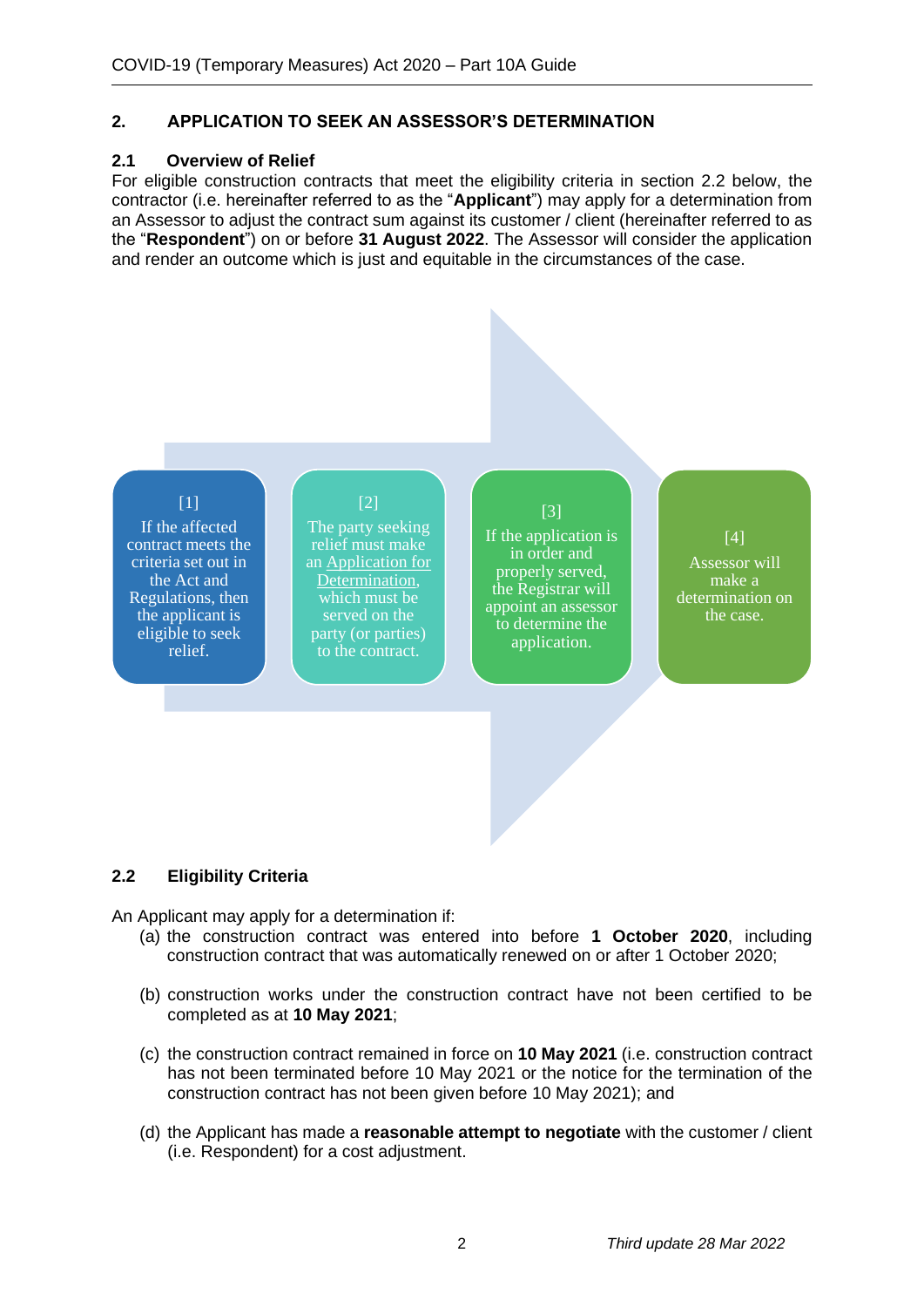## 2. APPLICATION TO SEEK AN ASSESSOR'S DETERMINATION

### 2.1 Overview of Relief

For eligible construction contracts that meet the eligibility criteria in section 2.2 below, the contractor (i.e. hereinafter referred to as the "**Applicant**") may apply for a determination from an Assessor to adjust the contract sum against its customer / client (hereinafter referred to as the "**Respondent**") on or before **31 August 2022**. The Assessor will consider the application and render an outcome which is just and equitable in the circumstances of the case.

[1] If the affected contract meets the criteria set out in the Act and Regulations, then the applicant is eligible to seek relief.

[2] The party seeking relief must make an Application for Determination, which must be served on the party (or parties) to the contract.

[3] If the application is in order and properly served, the Registrar will appoint an assessor to determine the application.

[4] Assessor will make a determination on the case.

### 2.2 Eligibility Criteria

An Applicant may apply for a determination if:

(a) the construction contract was entered into before **1 October 2020**, including construction contract that was automatically renewed on or after 1 October 2020;

(b) construction works under the construction contract have not been certified to be completed as at **10 May 2021**;

(c) the construction contract remained in force on **10 May 2021** (i.e. construction contract has not been terminated before 10 May 2021 or the notice for the termination of the construction contract has not been given before 10 May 2021); and

(d) the Applicant has made a **reasonable attempt to negotiate** with the customer / client (i.e. Respondent) for a cost adjustment.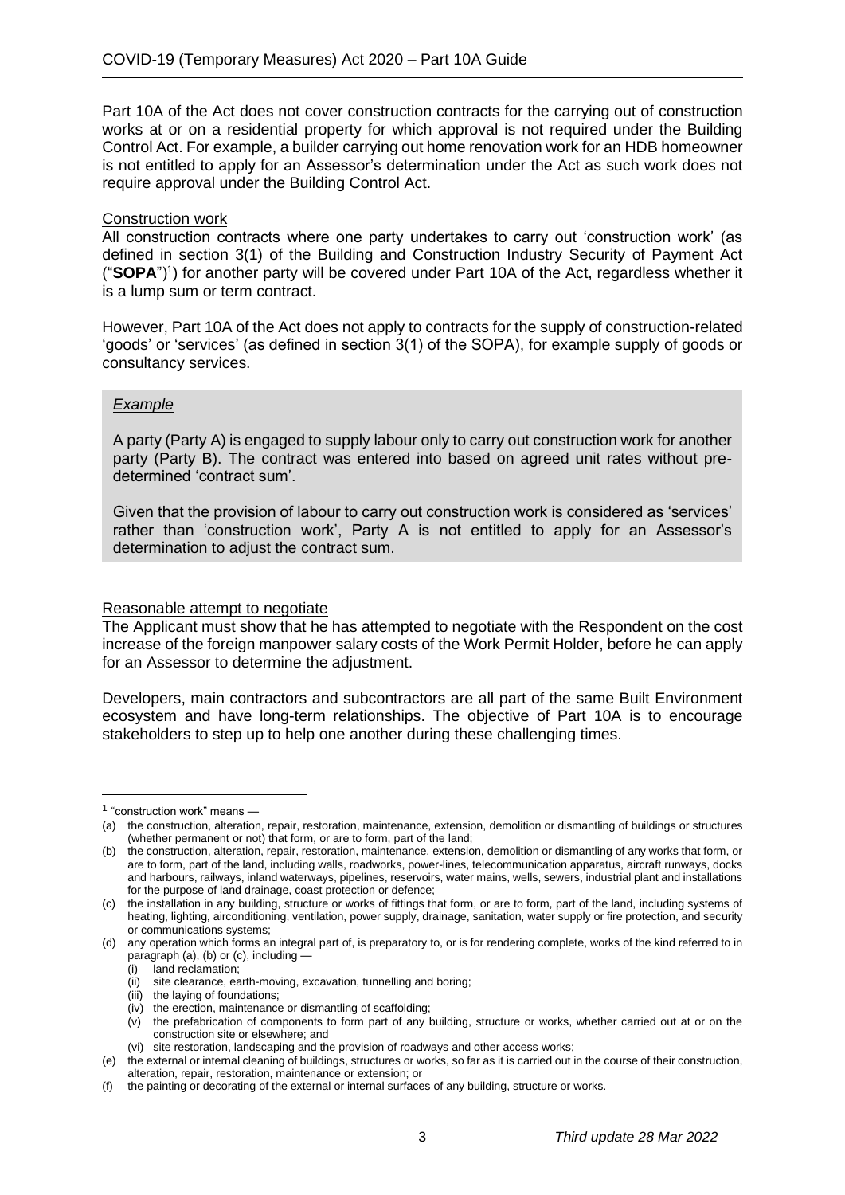Part 10A of the Act does not cover construction contracts for the carrying out of construction works at or on a residential property for which approval is not required under the Building Control Act. For example, a builder carrying out home renovation work for an HDB homeowner is not entitled to apply for an Assessor's determination under the Act as such work does not require approval under the Building Control Act.

Construction work

All construction contracts where one party undertakes to carry out 'construction work' (as defined in section 3(1) of the Building and Construction Industry Security of Payment Act ("**SOPA**")[1]) for another party will be covered under Part 10A of the Act, regardless whether it is a lump sum or term contract.

However, Part 10A of the Act does not apply to contracts for the supply of construction-related 'goods' or 'services' (as defined in section 3(1) of the SOPA), for example supply of goods or consultancy services.

*Example*

A party (Party A) is engaged to supply labour only to carry out construction work for another party (Party B). The contract was entered into based on agreed unit rates without pre-determined 'contract sum'.

Given that the provision of labour to carry out construction work is considered as 'services' rather than 'construction work', Party A is not entitled to apply for an Assessor's determination to adjust the contract sum.

Reasonable attempt to negotiate

The Applicant must show that he has attempted to negotiate with the Respondent on the cost increase of the foreign manpower salary costs of the Work Permit Holder, before he can apply for an Assessor to determine the adjustment.

Developers, main contractors and subcontractors are all part of the same Built Environment ecosystem and have long-term relationships. The objective of Part 10A is to encourage stakeholders to step up to help one another during these challenging times.

---

[1] "construction work" means —

(a) the construction, alteration, repair, restoration, maintenance, extension, demolition or dismantling of buildings or structures (whether permanent or not) that form, or are to form, part of the land;

(b) the construction, alteration, repair, restoration, maintenance, extension, demolition or dismantling of any works that form, or are to form, part of the land, including walls, roadworks, power-lines, telecommunication apparatus, aircraft runways, docks and harbours, railways, inland waterways, pipelines, reservoirs, water mains, wells, sewers, industrial plant and installations for the purpose of land drainage, coast protection or defence;

(c) the installation in any building, structure or works of fittings that form, or are to form, part of the land, including systems of heating, lighting, airconditioning, ventilation, power supply, drainage, sanitation, water supply or fire protection, and security or communications systems;

(d) any operation which forms an integral part of, is preparatory to, or is for rendering complete, works of the kind referred to in paragraph (a), (b) or (c), including —

(i) land reclamation;

(ii) site clearance, earth-moving, excavation, tunnelling and boring;

(iii) the laying of foundations;

(iv) the erection, maintenance or dismantling of scaffolding;

(v) the prefabrication of components to form part of any building, structure or works, whether carried out at or on the construction site or elsewhere; and

(vi) site restoration, landscaping and the provision of roadways and other access works;

(e) the external or internal cleaning of buildings, structures or works, so far as it is carried out in the course of their construction, alteration, repair, restoration, maintenance or extension; or

(f) the painting or decorating of the external or internal surfaces of any building, structure or works.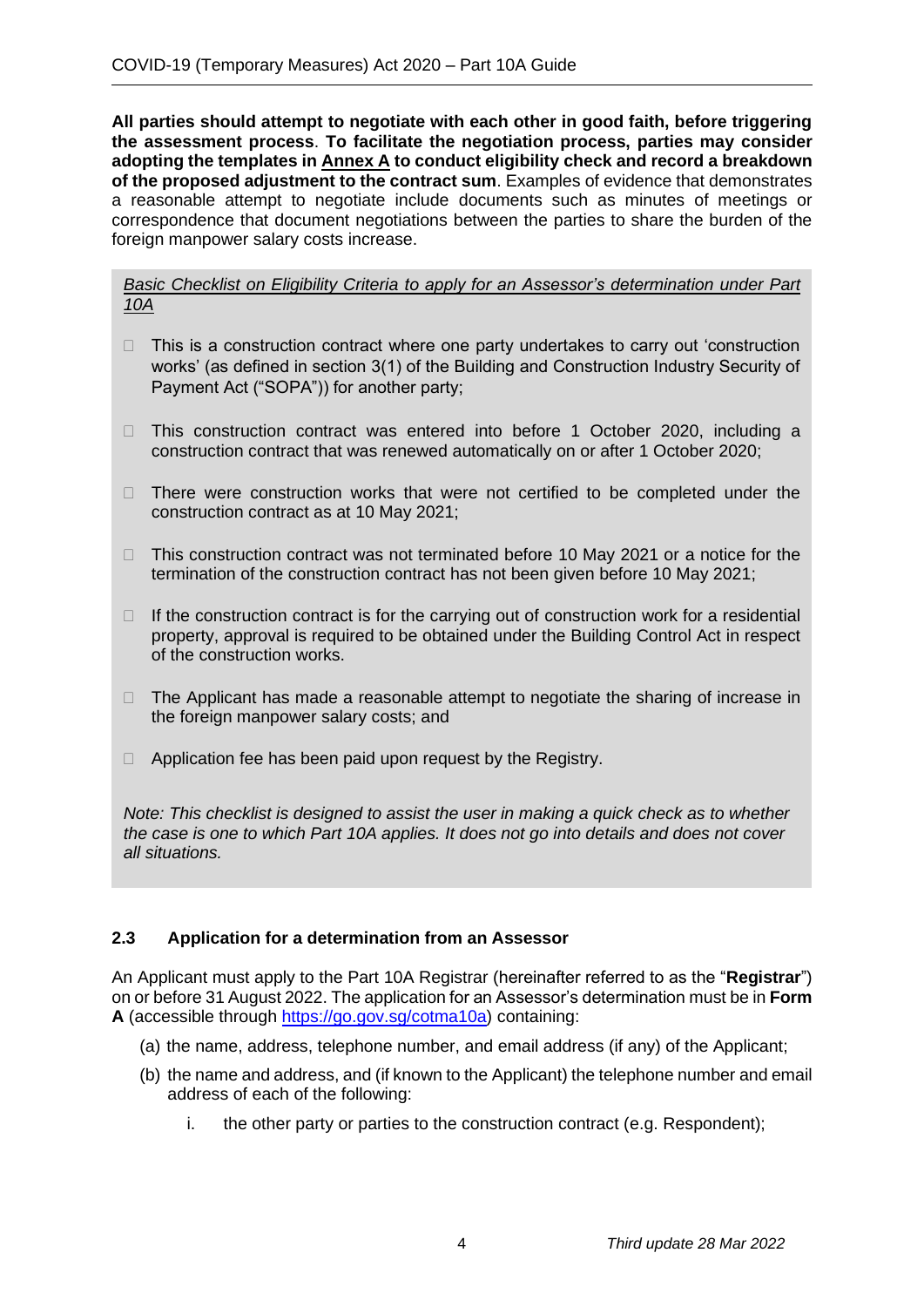**All parties should attempt to negotiate with each other in good faith, before triggering the assessment process**. **To facilitate the negotiation process, parties may consider adopting the templates in <u>Annex A</u> to conduct eligibility check and record a breakdown of the proposed adjustment to the contract sum**. Examples of evidence that demonstrates a reasonable attempt to negotiate include documents such as minutes of meetings or correspondence that document negotiations between the parties to share the burden of the foreign manpower salary costs increase.

*<u>Basic Checklist on Eligibility Criteria to apply for an Assessor's determination under Part 10A</u>*

- ☐ This is a construction contract where one party undertakes to carry out 'construction works' (as defined in section 3(1) of the Building and Construction Industry Security of Payment Act ("SOPA")) for another party;
- ☐ This construction contract was entered into before 1 October 2020, including a construction contract that was renewed automatically on or after 1 October 2020;
- ☐ There were construction works that were not certified to be completed under the construction contract as at 10 May 2021;
- ☐ This construction contract was not terminated before 10 May 2021 or a notice for the termination of the construction contract has not been given before 10 May 2021;
- ☐ If the construction contract is for the carrying out of construction work for a residential property, approval is required to be obtained under the Building Control Act in respect of the construction works.
- ☐ The Applicant has made a reasonable attempt to negotiate the sharing of increase in the foreign manpower salary costs; and
- ☐ Application fee has been paid upon request by the Registry.

*Note: This checklist is designed to assist the user in making a quick check as to whether the case is one to which Part 10A applies. It does not go into details and does not cover all situations.*

### 2.3 Application for a determination from an Assessor

An Applicant must apply to the Part 10A Registrar (hereinafter referred to as the "**Registrar**") on or before 31 August 2022. The application for an Assessor's determination must be in **Form A** (accessible through https://go.gov.sg/cotma10a) containing:

(a) the name, address, telephone number, and email address (if any) of the Applicant;

(b) the name and address, and (if known to the Applicant) the telephone number and email address of each of the following:

   i. the other party or parties to the construction contract (e.g. Respondent);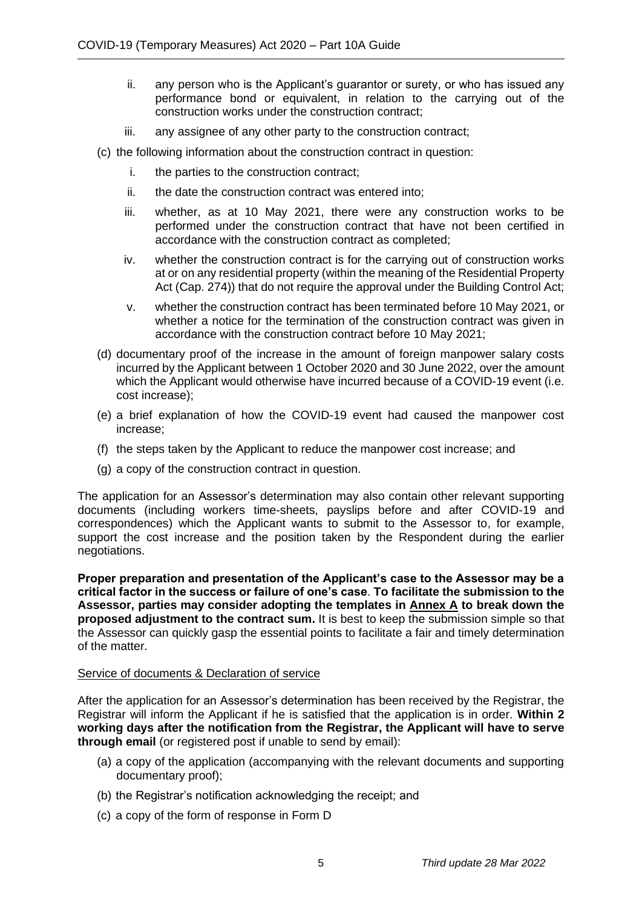ii. any person who is the Applicant's guarantor or surety, or who has issued any performance bond or equivalent, in relation to the carrying out of the construction works under the construction contract;

iii. any assignee of any other party to the construction contract;

(c) the following information about the construction contract in question:

i. the parties to the construction contract;

ii. the date the construction contract was entered into;

iii. whether, as at 10 May 2021, there were any construction works to be performed under the construction contract that have not been certified in accordance with the construction contract as completed;

iv. whether the construction contract is for the carrying out of construction works at or on any residential property (within the meaning of the Residential Property Act (Cap. 274)) that do not require the approval under the Building Control Act;

v. whether the construction contract has been terminated before 10 May 2021, or whether a notice for the termination of the construction contract was given in accordance with the construction contract before 10 May 2021;

(d) documentary proof of the increase in the amount of foreign manpower salary costs incurred by the Applicant between 1 October 2020 and 30 June 2022, over the amount which the Applicant would otherwise have incurred because of a COVID-19 event (i.e. cost increase);

(e) a brief explanation of how the COVID-19 event had caused the manpower cost increase;

(f) the steps taken by the Applicant to reduce the manpower cost increase; and

(g) a copy of the construction contract in question.

The application for an Assessor's determination may also contain other relevant supporting documents (including workers time-sheets, payslips before and after COVID-19 and correspondences) which the Applicant wants to submit to the Assessor to, for example, support the cost increase and the position taken by the Respondent during the earlier negotiations.

**Proper preparation and presentation of the Applicant's case to the Assessor may be a critical factor in the success or failure of one's case**. **To facilitate the submission to the Assessor, parties may consider adopting the templates in Annex A to break down the proposed adjustment to the contract sum.** It is best to keep the submission simple so that the Assessor can quickly gasp the essential points to facilitate a fair and timely determination of the matter.

Service of documents & Declaration of service

After the application for an Assessor's determination has been received by the Registrar, the Registrar will inform the Applicant if he is satisfied that the application is in order. **Within 2 working days after the notification from the Registrar, the Applicant will have to serve through email** (or registered post if unable to send by email):

(a) a copy of the application (accompanying with the relevant documents and supporting documentary proof);

(b) the Registrar's notification acknowledging the receipt; and

(c) a copy of the form of response in Form D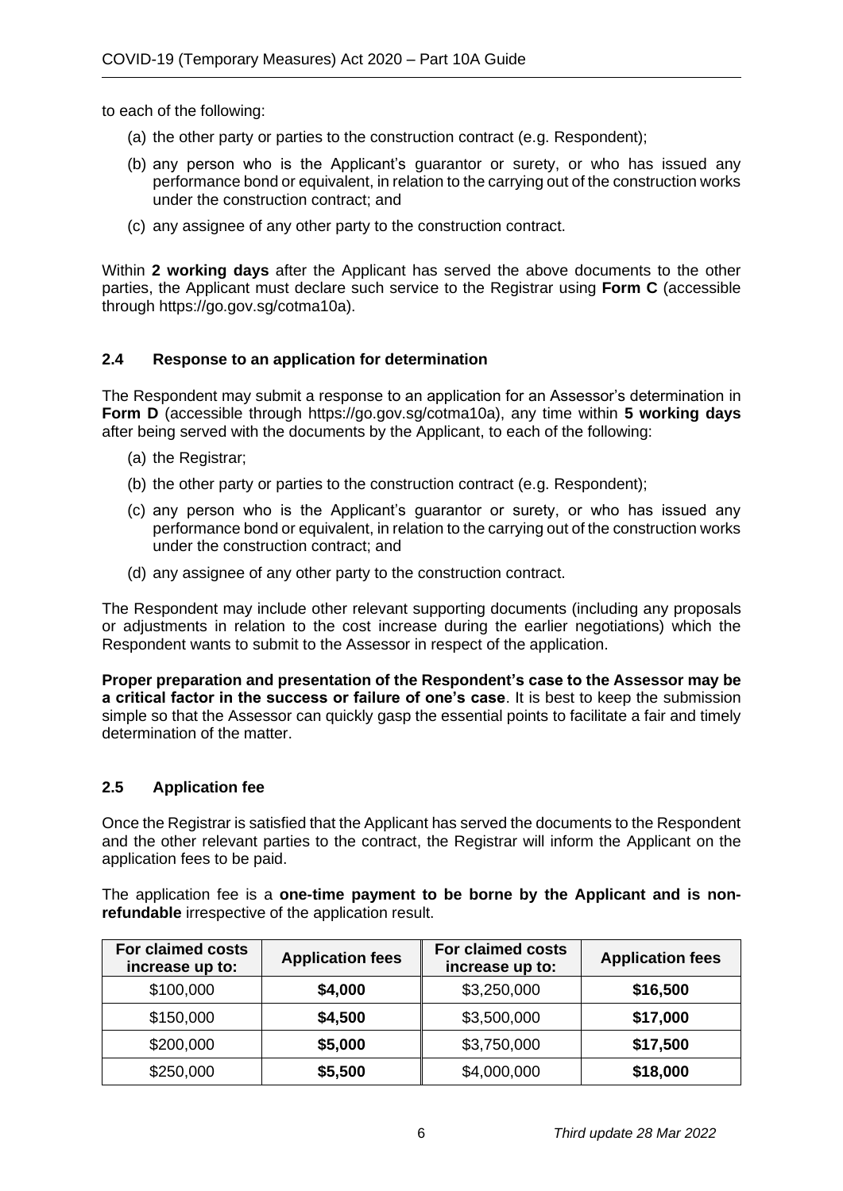to each of the following:

(a) the other party or parties to the construction contract (e.g. Respondent);

(b) any person who is the Applicant's guarantor or surety, or who has issued any performance bond or equivalent, in relation to the carrying out of the construction works under the construction contract; and

(c) any assignee of any other party to the construction contract.

Within **2 working days** after the Applicant has served the above documents to the other parties, the Applicant must declare such service to the Registrar using **Form C** (accessible through https://go.gov.sg/cotma10a).

### 2.4 Response to an application for determination

The Respondent may submit a response to an application for an Assessor's determination in **Form D** (accessible through https://go.gov.sg/cotma10a), any time within **5 working days** after being served with the documents by the Applicant, to each of the following:

(a) the Registrar;

(b) the other party or parties to the construction contract (e.g. Respondent);

(c) any person who is the Applicant's guarantor or surety, or who has issued any performance bond or equivalent, in relation to the carrying out of the construction works under the construction contract; and

(d) any assignee of any other party to the construction contract.

The Respondent may include other relevant supporting documents (including any proposals or adjustments in relation to the cost increase during the earlier negotiations) which the Respondent wants to submit to the Assessor in respect of the application.

**Proper preparation and presentation of the Respondent's case to the Assessor may be a critical factor in the success or failure of one's case**. It is best to keep the submission simple so that the Assessor can quickly gasp the essential points to facilitate a fair and timely determination of the matter.

### 2.5 Application fee

Once the Registrar is satisfied that the Applicant has served the documents to the Respondent and the other relevant parties to the contract, the Registrar will inform the Applicant on the application fees to be paid.

The application fee is a **one-time payment to be borne by the Applicant and is non-refundable** irrespective of the application result.

| For claimed costs increase up to: | Application fees | For claimed costs increase up to: | Application fees |
|---|---|---|---|
| $100,000 | **$4,000** | $3,250,000 | **$16,500** |
| $150,000 | **$4,500** | $3,500,000 | **$17,000** |
| $200,000 | **$5,000** | $3,750,000 | **$17,500** |
| $250,000 | **$5,500** | $4,000,000 | **$18,000** |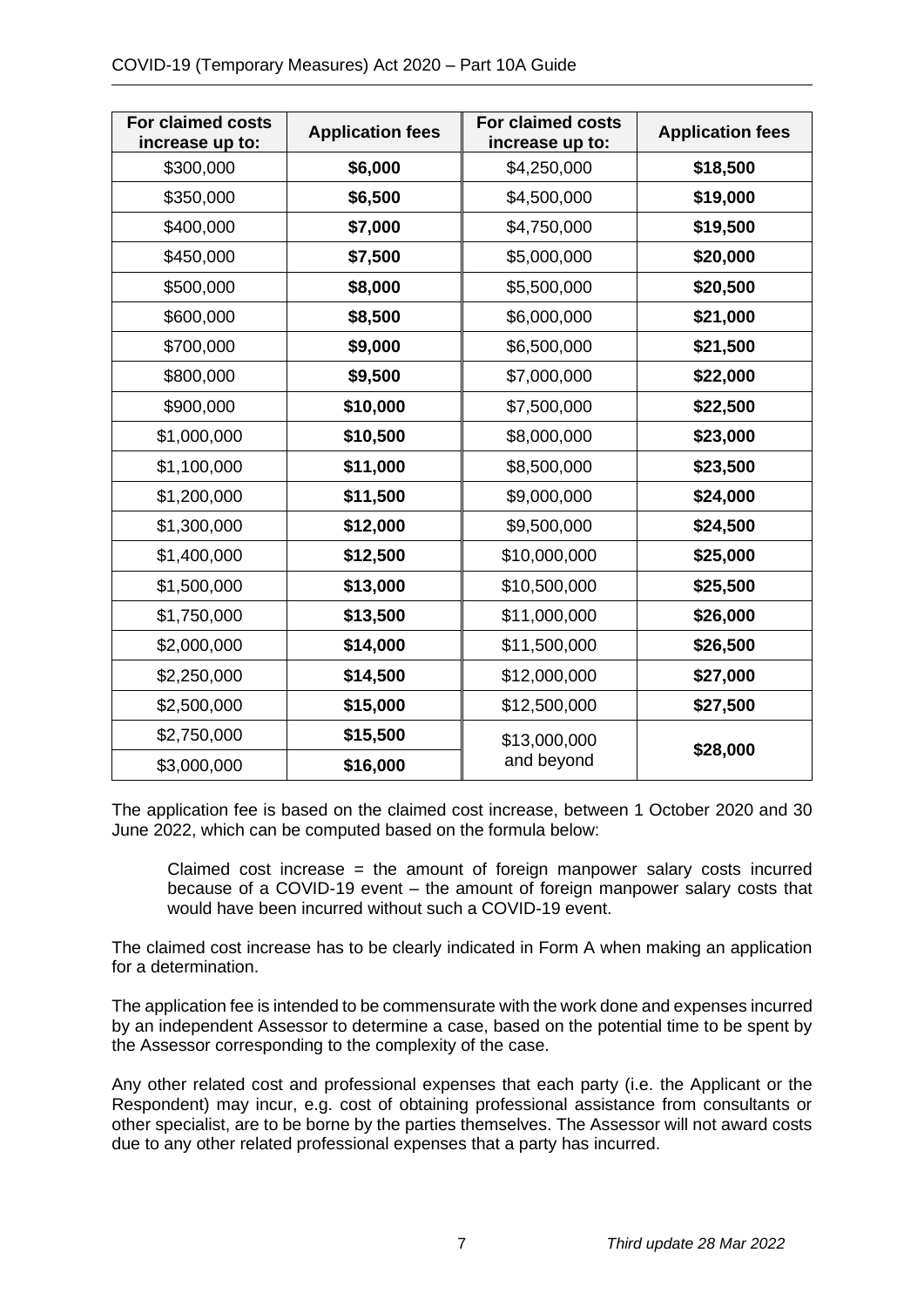| For claimed costs increase up to: | Application fees | For claimed costs increase up to: | Application fees |
|---|---|---|---|
| \$300,000 | **\$6,000** | \$4,250,000 | **\$18,500** |
| \$350,000 | **\$6,500** | \$4,500,000 | **\$19,000** |
| \$400,000 | **\$7,000** | \$4,750,000 | **\$19,500** |
| \$450,000 | **\$7,500** | \$5,000,000 | **\$20,000** |
| \$500,000 | **\$8,000** | \$5,500,000 | **\$20,500** |
| \$600,000 | **\$8,500** | \$6,000,000 | **\$21,000** |
| \$700,000 | **\$9,000** | \$6,500,000 | **\$21,500** |
| \$800,000 | **\$9,500** | \$7,000,000 | **\$22,000** |
| \$900,000 | **\$10,000** | \$7,500,000 | **\$22,500** |
| \$1,000,000 | **\$10,500** | \$8,000,000 | **\$23,000** |
| \$1,100,000 | **\$11,000** | \$8,500,000 | **\$23,500** |
| \$1,200,000 | **\$11,500** | \$9,000,000 | **\$24,000** |
| \$1,300,000 | **\$12,000** | \$9,500,000 | **\$24,500** |
| \$1,400,000 | **\$12,500** | \$10,000,000 | **\$25,000** |
| \$1,500,000 | **\$13,000** | \$10,500,000 | **\$25,500** |
| \$1,750,000 | **\$13,500** | \$11,000,000 | **\$26,000** |
| \$2,000,000 | **\$14,000** | \$11,500,000 | **\$26,500** |
| \$2,250,000 | **\$14,500** | \$12,000,000 | **\$27,000** |
| \$2,500,000 | **\$15,000** | \$12,500,000 | **\$27,500** |
| \$2,750,000 | **\$15,500** | \$13,000,000 and beyond | **\$28,000** |
| \$3,000,000 | **\$16,000** | | |

The application fee is based on the claimed cost increase, between 1 October 2020 and 30 June 2022, which can be computed based on the formula below:

> Claimed cost increase = the amount of foreign manpower salary costs incurred because of a COVID-19 event – the amount of foreign manpower salary costs that would have been incurred without such a COVID-19 event.

The claimed cost increase has to be clearly indicated in Form A when making an application for a determination.

The application fee is intended to be commensurate with the work done and expenses incurred by an independent Assessor to determine a case, based on the potential time to be spent by the Assessor corresponding to the complexity of the case.

Any other related cost and professional expenses that each party (i.e. the Applicant or the Respondent) may incur, e.g. cost of obtaining professional assistance from consultants or other specialist, are to be borne by the parties themselves. The Assessor will not award costs due to any other related professional expenses that a party has incurred.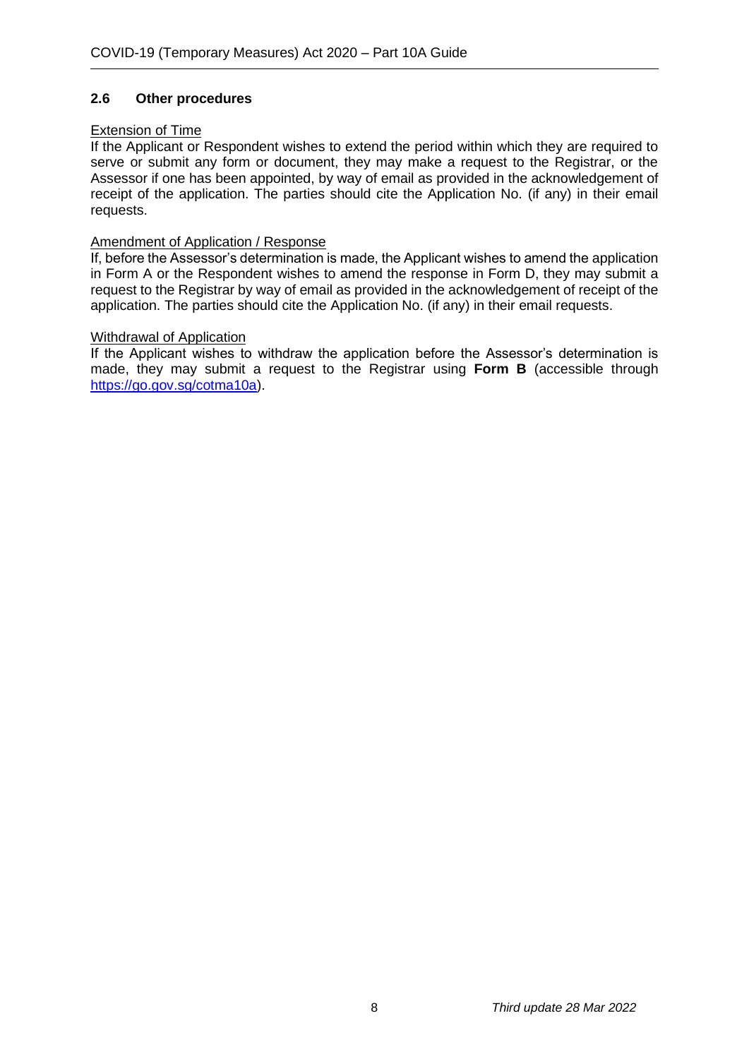## 2.6 Other procedures

Extension of Time

If the Applicant or Respondent wishes to extend the period within which they are required to serve or submit any form or document, they may make a request to the Registrar, or the Assessor if one has been appointed, by way of email as provided in the acknowledgement of receipt of the application. The parties should cite the Application No. (if any) in their email requests.

Amendment of Application / Response

If, before the Assessor's determination is made, the Applicant wishes to amend the application in Form A or the Respondent wishes to amend the response in Form D, they may submit a request to the Registrar by way of email as provided in the acknowledgement of receipt of the application. The parties should cite the Application No. (if any) in their email requests.

Withdrawal of Application

If the Applicant wishes to withdraw the application before the Assessor's determination is made, they may submit a request to the Registrar using **Form B** (accessible through [https://go.gov.sg/cotma10a](https://go.gov.sg/cotma10a)).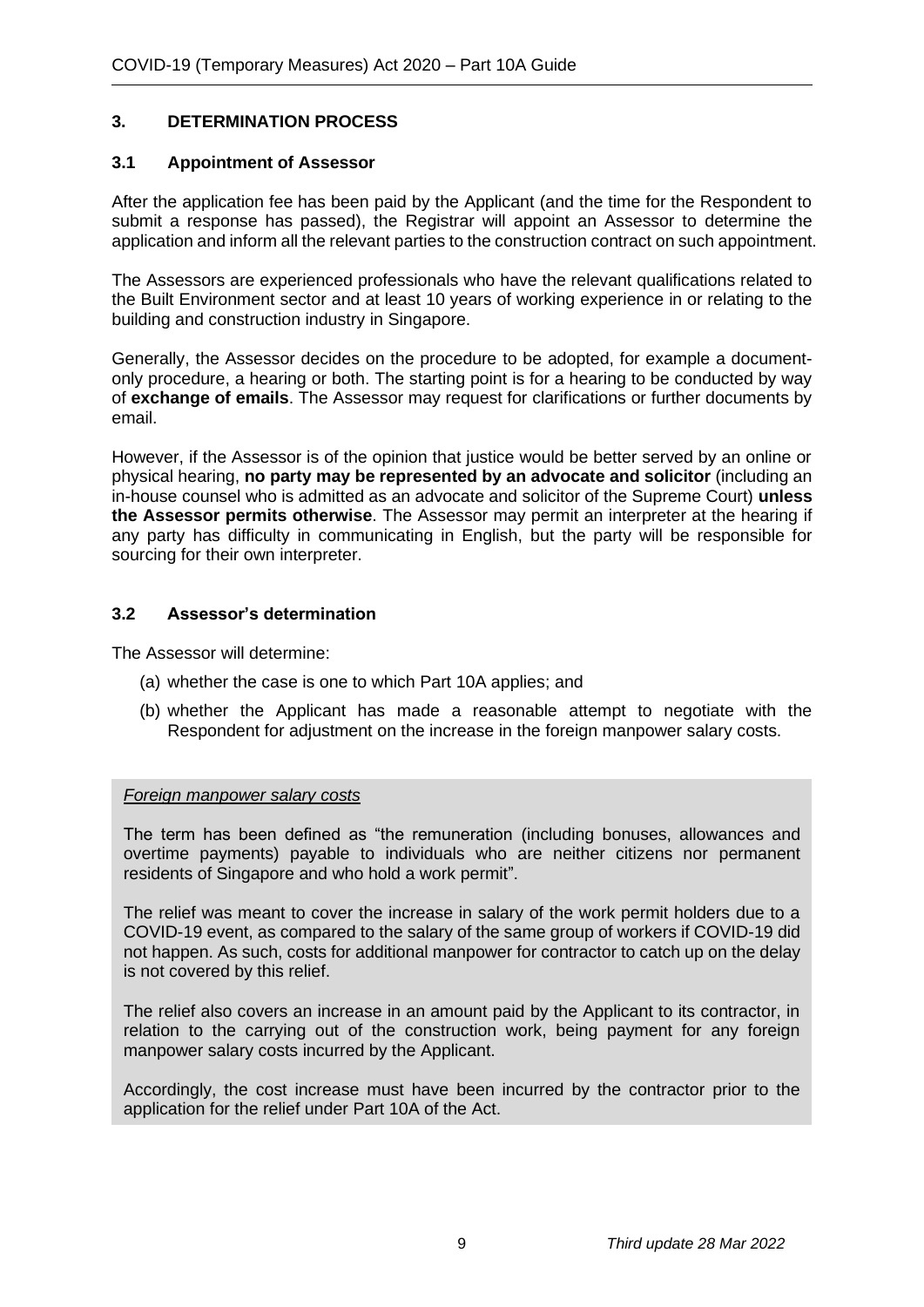## 3. DETERMINATION PROCESS

### 3.1 Appointment of Assessor

After the application fee has been paid by the Applicant (and the time for the Respondent to submit a response has passed), the Registrar will appoint an Assessor to determine the application and inform all the relevant parties to the construction contract on such appointment.

The Assessors are experienced professionals who have the relevant qualifications related to the Built Environment sector and at least 10 years of working experience in or relating to the building and construction industry in Singapore.

Generally, the Assessor decides on the procedure to be adopted, for example a document-only procedure, a hearing or both. The starting point is for a hearing to be conducted by way of **exchange of emails**. The Assessor may request for clarifications or further documents by email.

However, if the Assessor is of the opinion that justice would be better served by an online or physical hearing, **no party may be represented by an advocate and solicitor** (including an in-house counsel who is admitted as an advocate and solicitor of the Supreme Court) **unless the Assessor permits otherwise**. The Assessor may permit an interpreter at the hearing if any party has difficulty in communicating in English, but the party will be responsible for sourcing for their own interpreter.

### 3.2 Assessor's determination

The Assessor will determine:

(a) whether the case is one to which Part 10A applies; and

(b) whether the Applicant has made a reasonable attempt to negotiate with the Respondent for adjustment on the increase in the foreign manpower salary costs.

*Foreign manpower salary costs*

The term has been defined as "the remuneration (including bonuses, allowances and overtime payments) payable to individuals who are neither citizens nor permanent residents of Singapore and who hold a work permit".

The relief was meant to cover the increase in salary of the work permit holders due to a COVID-19 event, as compared to the salary of the same group of workers if COVID-19 did not happen. As such, costs for additional manpower for contractor to catch up on the delay is not covered by this relief.

The relief also covers an increase in an amount paid by the Applicant to its contractor, in relation to the carrying out of the construction work, being payment for any foreign manpower salary costs incurred by the Applicant.

Accordingly, the cost increase must have been incurred by the contractor prior to the application for the relief under Part 10A of the Act.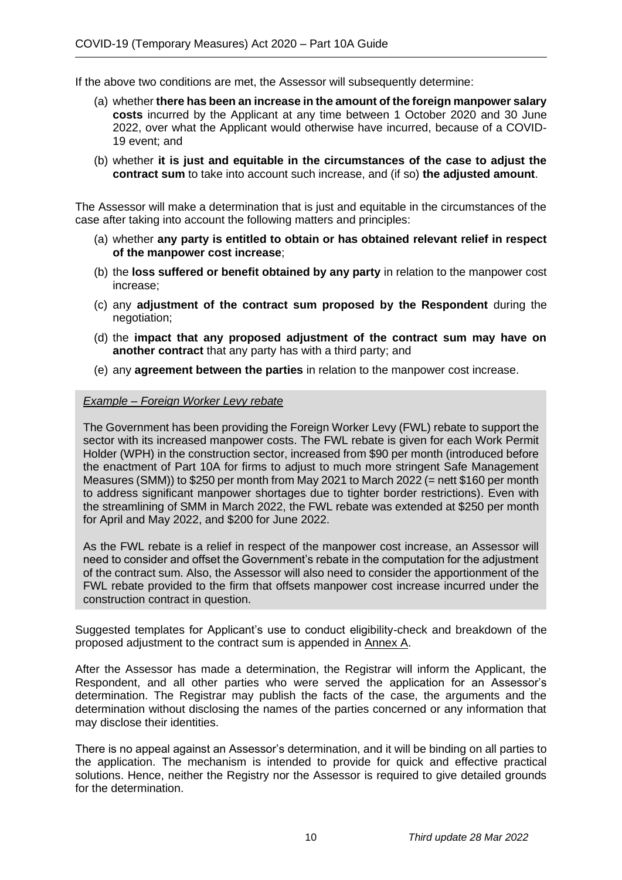If the above two conditions are met, the Assessor will subsequently determine:

(a) whether **there has been an increase in the amount of the foreign manpower salary costs** incurred by the Applicant at any time between 1 October 2020 and 30 June 2022, over what the Applicant would otherwise have incurred, because of a COVID-19 event; and

(b) whether **it is just and equitable in the circumstances of the case to adjust the contract sum** to take into account such increase, and (if so) **the adjusted amount**.

The Assessor will make a determination that is just and equitable in the circumstances of the case after taking into account the following matters and principles:

(a) whether **any party is entitled to obtain or has obtained relevant relief in respect of the manpower cost increase**;

(b) the **loss suffered or benefit obtained by any party** in relation to the manpower cost increase;

(c) any **adjustment of the contract sum proposed by the Respondent** during the negotiation;

(d) the **impact that any proposed adjustment of the contract sum may have on another contract** that any party has with a third party; and

(e) any **agreement between the parties** in relation to the manpower cost increase.

> *Example – Foreign Worker Levy rebate*
>
> The Government has been providing the Foreign Worker Levy (FWL) rebate to support the sector with its increased manpower costs. The FWL rebate is given for each Work Permit Holder (WPH) in the construction sector, increased from $90 per month (introduced before the enactment of Part 10A for firms to adjust to much more stringent Safe Management Measures (SMM)) to $250 per month from May 2021 to March 2022 (= nett $160 per month to address significant manpower shortages due to tighter border restrictions). Even with the streamlining of SMM in March 2022, the FWL rebate was extended at $250 per month for April and May 2022, and $200 for June 2022.
>
> As the FWL rebate is a relief in respect of the manpower cost increase, an Assessor will need to consider and offset the Government's rebate in the computation for the adjustment of the contract sum. Also, the Assessor will also need to consider the apportionment of the FWL rebate provided to the firm that offsets manpower cost increase incurred under the construction contract in question.

Suggested templates for Applicant's use to conduct eligibility-check and breakdown of the proposed adjustment to the contract sum is appended in Annex A.

After the Assessor has made a determination, the Registrar will inform the Applicant, the Respondent, and all other parties who were served the application for an Assessor's determination. The Registrar may publish the facts of the case, the arguments and the determination without disclosing the names of the parties concerned or any information that may disclose their identities.

There is no appeal against an Assessor's determination, and it will be binding on all parties to the application. The mechanism is intended to provide for quick and effective practical solutions. Hence, neither the Registry nor the Assessor is required to give detailed grounds for the determination.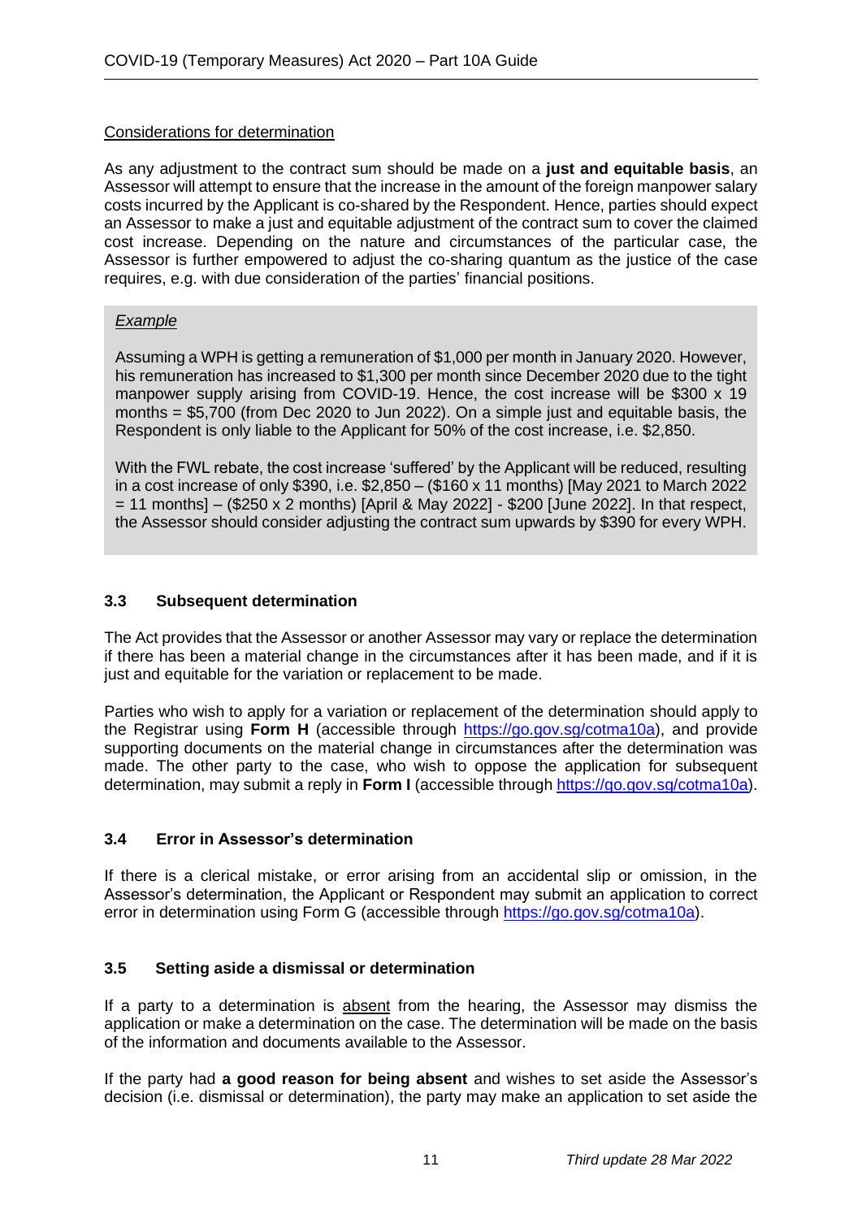<u>Considerations for determination</u>

As any adjustment to the contract sum should be made on a **just and equitable basis**, an Assessor will attempt to ensure that the increase in the amount of the foreign manpower salary costs incurred by the Applicant is co-shared by the Respondent. Hence, parties should expect an Assessor to make a just and equitable adjustment of the contract sum to cover the claimed cost increase. Depending on the nature and circumstances of the particular case, the Assessor is further empowered to adjust the co-sharing quantum as the justice of the case requires, e.g. with due consideration of the parties' financial positions.

> *<u>Example</u>*
>
> Assuming a WPH is getting a remuneration of $1,000 per month in January 2020. However, his remuneration has increased to $1,300 per month since December 2020 due to the tight manpower supply arising from COVID-19. Hence, the cost increase will be $300 x 19 months = $5,700 (from Dec 2020 to Jun 2022). On a simple just and equitable basis, the Respondent is only liable to the Applicant for 50% of the cost increase, i.e. $2,850.
>
> With the FWL rebate, the cost increase 'suffered' by the Applicant will be reduced, resulting in a cost increase of only $390, i.e. $2,850 – ($160 x 11 months) [May 2021 to March 2022 = 11 months] – ($250 x 2 months) [April & May 2022] - $200 [June 2022]. In that respect, the Assessor should consider adjusting the contract sum upwards by $390 for every WPH.

### 3.3 Subsequent determination

The Act provides that the Assessor or another Assessor may vary or replace the determination if there has been a material change in the circumstances after it has been made, and if it is just and equitable for the variation or replacement to be made.

Parties who wish to apply for a variation or replacement of the determination should apply to the Registrar using **Form H** (accessible through https://go.gov.sg/cotma10a), and provide supporting documents on the material change in circumstances after the determination was made. The other party to the case, who wish to oppose the application for subsequent determination, may submit a reply in **Form I** (accessible through https://go.gov.sg/cotma10a).

### 3.4 Error in Assessor's determination

If there is a clerical mistake, or error arising from an accidental slip or omission, in the Assessor's determination, the Applicant or Respondent may submit an application to correct error in determination using Form G (accessible through https://go.gov.sg/cotma10a).

### 3.5 Setting aside a dismissal or determination

If a party to a determination is <u>absent</u> from the hearing, the Assessor may dismiss the application or make a determination on the case. The determination will be made on the basis of the information and documents available to the Assessor.

If the party had **a good reason for being absent** and wishes to set aside the Assessor's decision (i.e. dismissal or determination), the party may make an application to set aside the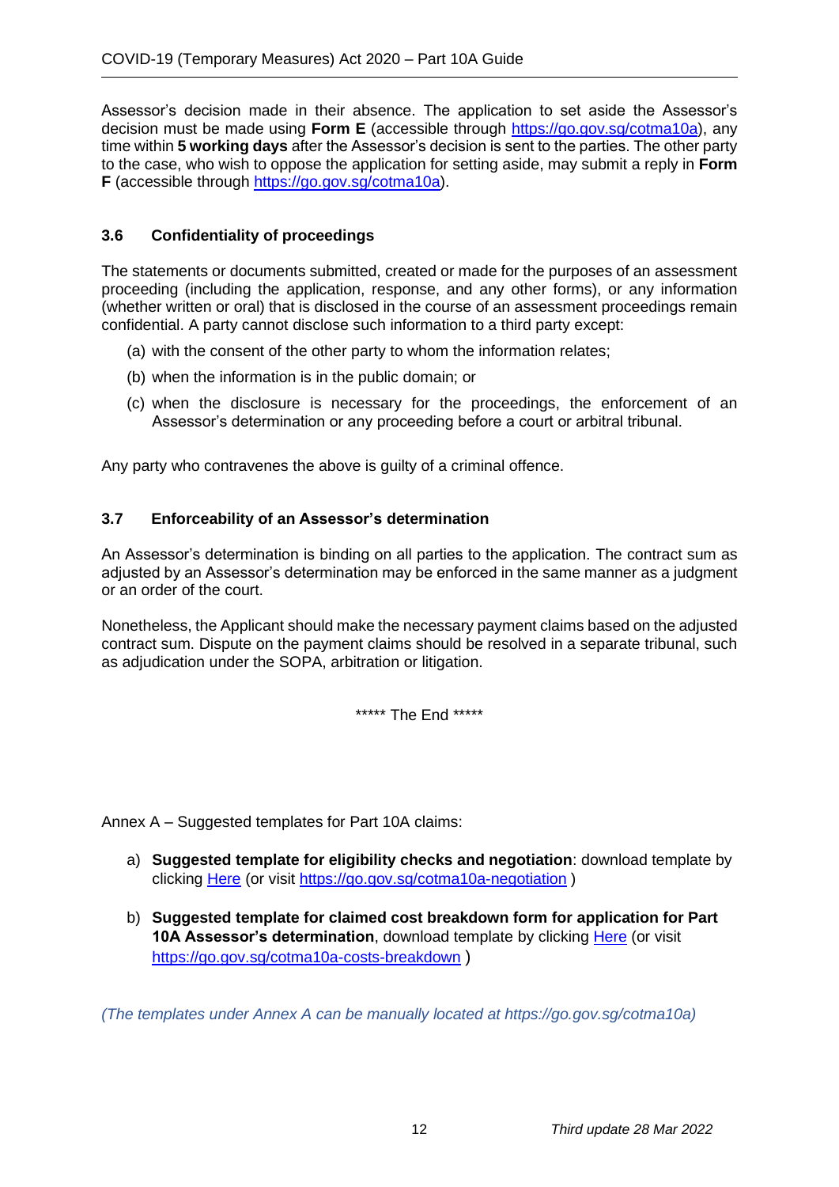Assessor's decision made in their absence. The application to set aside the Assessor's decision must be made using **Form E** (accessible through [https://go.gov.sg/cotma10a](https://go.gov.sg/cotma10a)), any time within **5 working days** after the Assessor's decision is sent to the parties. The other party to the case, who wish to oppose the application for setting aside, may submit a reply in **Form F** (accessible through [https://go.gov.sg/cotma10a](https://go.gov.sg/cotma10a)).

### 3.6 Confidentiality of proceedings

The statements or documents submitted, created or made for the purposes of an assessment proceeding (including the application, response, and any other forms), or any information (whether written or oral) that is disclosed in the course of an assessment proceedings remain confidential. A party cannot disclose such information to a third party except:

(a) with the consent of the other party to whom the information relates;

(b) when the information is in the public domain; or

(c) when the disclosure is necessary for the proceedings, the enforcement of an Assessor's determination or any proceeding before a court or arbitral tribunal.

Any party who contravenes the above is guilty of a criminal offence.

### 3.7 Enforceability of an Assessor's determination

An Assessor's determination is binding on all parties to the application. The contract sum as adjusted by an Assessor's determination may be enforced in the same manner as a judgment or an order of the court.

Nonetheless, the Applicant should make the necessary payment claims based on the adjusted contract sum. Dispute on the payment claims should be resolved in a separate tribunal, such as adjudication under the SOPA, arbitration or litigation.

***** The End *****

Annex A – Suggested templates for Part 10A claims:

a) **Suggested template for eligibility checks and negotiation**: download template by clicking Here (or visit [https://go.gov.sg/cotma10a-negotiation](https://go.gov.sg/cotma10a-negotiation) )

b) **Suggested template for claimed cost breakdown form for application for Part 10A Assessor's determination**, download template by clicking Here (or visit [https://go.gov.sg/cotma10a-costs-breakdown](https://go.gov.sg/cotma10a-costs-breakdown) )

*(The templates under Annex A can be manually located at https://go.gov.sg/cotma10a)*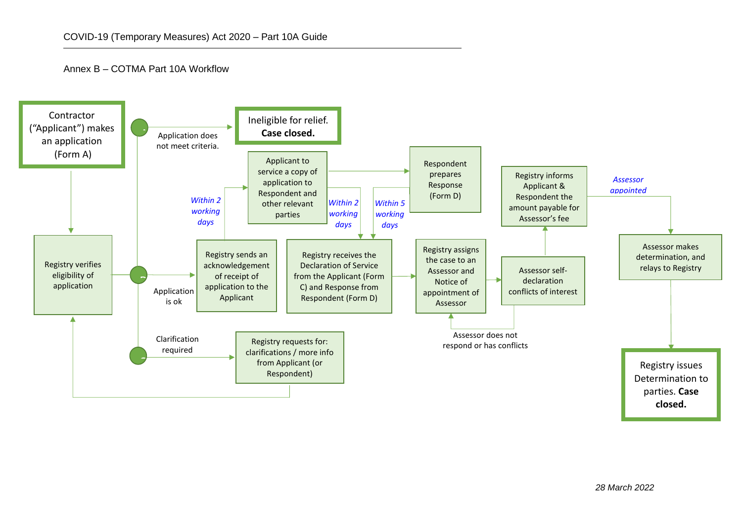Annex B – COTMA Part 10A Workflow

Contractor ("Applicant") makes an application (Form A)

Application does not meet criteria.

Ineligible for relief. **Case closed.**

Registry verifies eligibility of application

Application is ok

Registry sends an acknowledgement of receipt of application to the Applicant

*Within 2 working days*

Applicant to service a copy of application to Respondent and other relevant parties

Respondent prepares Response (Form D)

*Within 2 working days*

*Within 5 working days*

Registry receives the Declaration of Service from the Applicant (Form C) and Response from Respondent (Form D)

Registry assigns the case to an Assessor and Notice of appointment of Assessor

Assessor self-declaration conflicts of interest

Assessor does not respond or has conflicts

Registry informs Applicant & Respondent the amount payable for Assessor's fee

*Assessor appointed*

Assessor makes determination, and relays to Registry

Registry issues Determination to parties. **Case closed.**

Clarification required

Registry requests for: clarifications / more info from Applicant (or Respondent)

*28 March 2022*